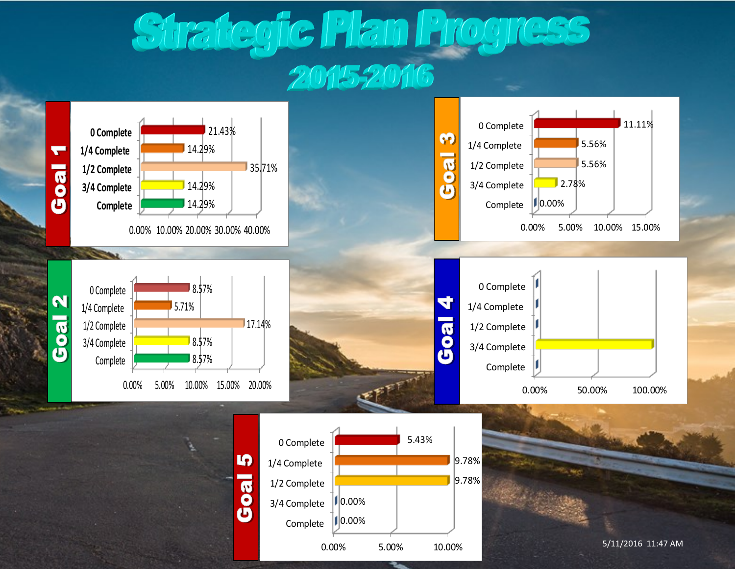# Strategic Plan Progress

## 2015-2016

### Goal 1

| Status | Percentage |
|---|---|
| 0 Complete | 21.43% |
| 1/4 Complete | 14.29% |
| 1/2 Complete | 35.71% |
| 3/4 Complete | 14.29% |
| Complete | 14.29% |

### Goal 2

| Status | Percentage |
|---|---|
| 0 Complete | 8.57% |
| 1/4 Complete | 5.71% |
| 1/2 Complete | 17.14% |
| 3/4 Complete | 8.57% |
| Complete | 8.57% |

### Goal 3

| Status | Percentage |
|---|---|
| 0 Complete | 11.11% |
| 1/4 Complete | 5.56% |
| 1/2 Complete | 5.56% |
| 3/4 Complete | 2.78% |
| Complete | 0.00% |

### Goal 4

| Status |
|---|
| 0 Complete |
| 1/4 Complete |
| 1/2 Complete |
| 3/4 Complete |
| Complete |

Axis: 0.00%, 50.00%, 100.00%

### Goal 5

| Status | Percentage |
|---|---|
| 0 Complete | 5.43% |
| 1/4 Complete | 9.78% |
| 1/2 Complete | 9.78% |
| 3/4 Complete | 0.00% |
| Complete | 0.00% |

5/11/2016 11:47 AM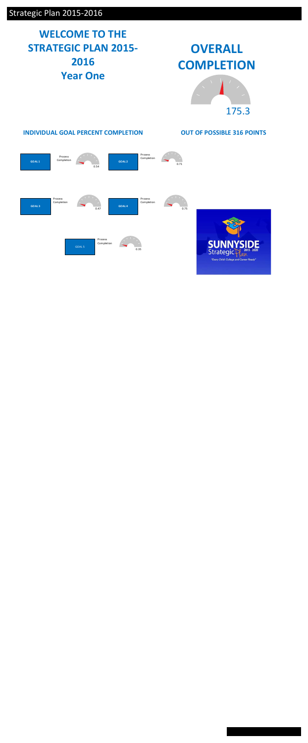Strategic Plan 2015-2016

# WELCOME TO THE STRATEGIC PLAN 2015-2016
## Year One

# OVERALL COMPLETION

175.3

**INDIVIDUAL GOAL PERCENT COMPLETION**

**OUT OF POSSIBLE 316 POINTS**

**GOAL 1** — Process Completion: 0.54

**GOAL 2** — Process Completion: 0.71

**GOAL 3** — Process Completion: 0.47

**GOAL 4** — Process Completion: 0.75

GOAL 5 — Process Completion: 0.35

SUNNYSIDE Strategic Plan 2015 - 2020

"Every Child: College and Career Ready"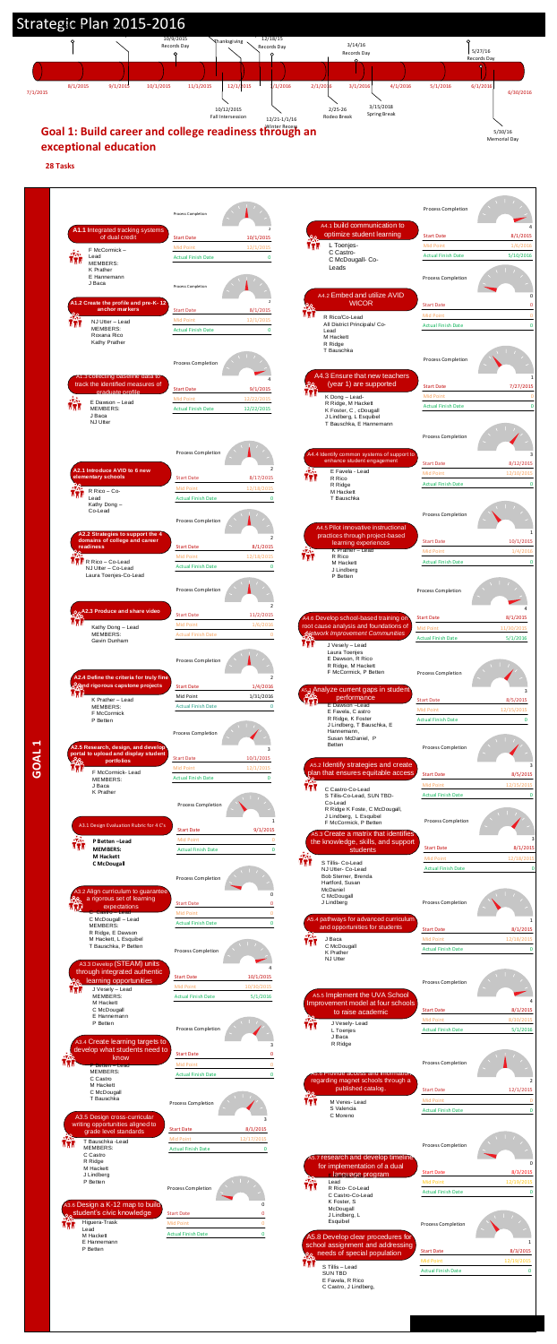# Strategic Plan 2015-2016

| Date | Event |
|---|---|
| 7/1/2015 | |
| 10/9/2015 | Records Day |
| Thanksgiving | |
| 12/18/15 | Records Day |
| 3/14/16 | Records Day |
| 5/27/16 | Records Day |
| 10/12/2015 | Fall Intersession |
| 12/21-1/1/16 | Winter Recess |
| 2/25-26 | Rodeo Break |
| 3/15/2018 | Spring Break |
| 5/30/16 | Memorial Day |
| 6/30/2016 | |

## Goal 1: Build career and college readiness through an exceptional education

**28 Tasks**

**GOAL 1**

| Task | Lead / Members | Process Completion | Start Date | Mid Point | Actual Finish Date |
|---|---|---|---|---|---|
| A1.1 Integrated tracking systems of dual credit | F McCormick – Lead; MEMBERS: K Prather, E Hannemann, J Baca | 2 | 10/1/2015 | 12/1/2015 | 0 |
| A1.2 Create the profile and pre-K- 12 anchor markers | NJ Utter – Lead; MEMBERS: Roxana Rico, Kathy Prather | 2 | 8/1/2015 | 12/1/2015 | 0 |
| A1.3 Collecting baseline data to track the identified measures of graduate profile | E Dawson – Lead; MEMBERS: J Baca, NJ Utter | 4 | 9/1/2015 | 12/22/2015 | 12/22/2015 |
| A2.1 Introduce AVID to 6 new elementary schools | R Rico – Co-Lead; Kathy Dong – Co-Lead | 2 | 8/17/2015 | 12/18/2015 | 0 |
| A2.2 Strategies to support the 4 domains of college and career readiness | R Rico – Co-Lead; NJ Utter – Co-Lead; Laura Toenjes-Co-Lead | 2 | 8/1/2015 | 12/18/2015 | 0 |
| A2.3 Produce and share video | Kathy Dong – Lead; MEMBERS: Gavin Dunham | 2 | 11/2/2015 | 1/6/2016 | 0 |
| A2.4 Define the criteria for truly fine and rigorous capstone projects | K Prather – Lead; MEMBERS: F McCormick, P Betten | 2 | 1/4/2016 | 1/31/2016 | 0 |
| A2.5 Research, design, and develop portal to upload and display student portfolios | F McCormick- Lead; MEMBERS: J Baca, K Prather | 3 | 10/1/2015 | 12/1/2015 | 0 |
| A3.1 Design Evaluation Rubric for 4 C's | **P Betten – Lead; MEMBERS: M Hackett, C McDougall** | 1 | 9/1/2015 | 0 | 0 |
| A3.2 Align curriculum to guarantee a rigorous set of learning expectations | D Baca – Lead; C McDougal – Lead; MEMBERS: R Ridge, E Dawson, M Hackett, L Esquibel, T Bauschka, P Betten | 0 | 0 | 0 | 0 |
| A3.3 Develop (STEAM) units through integrated authentic learning opportunities | J Vesely – Lead; MEMBERS: M Hackett, C McDougall, E Hannemann, P Betten | 4 | 10/1/2015 | 10/30/2015 | 5/1/2016 |
| A3.4 Create learning targets to develop what students need to know | P Betten – Lead; MEMBERS: C Castro, M Hackett, C McDougall, T Bauschka | 3 | 0 | 0 | 0 |
| A3.5 Design cross-curricular writing opportunities aligned to grade level standards | T Bauschka -Lead; MEMBERS: C Castro, R Ridge, M Hackett, J Lindberg, P Betten | 3 | 8/1/2015 | 12/17/2015 | 0 |
| A3.6 Design a K-12 map to build student's civic knowledge | Higuera-Trask Lead; M Hackett, E Hannemann, P Betten | 0 | 0 | 0 | 0 |
| A4.1 build communication to optimize student learning | L Toenjes-, C Castro-, C McDougall- Co-Leads | 4 | 8/1/2015 | 1/6/2016 | 5/10/2016 |
| A4.2 Embed and utilize AVID WICOR | R Rico/Co-Lead; All District Principals/ Co-Lead; M Hackett, R Ridge, T Bauschka | 0 | 0 | 0 | 0 |
| A4.3 Ensure that new teachers (year 1) are supported | K Dong – Lead-; R Ridge, M Hackett, K Foster, C , cDougall, J Lindberg, L Esquibel, T Bauschka, E Hannemann | 1 | 7/27/2015 | 0 | 0 |
| A4.4 Identify common systems of support to enhance student engagement | E Favela - Lead; R Rico, R Ridge, M Hackett, T Bauschka | 3 | 8/12/2015 | 12/18/2015 | 0 |
| A4.5 Pilot innovative instructional practices through project-based learning experiences | K Prather – Lead; R Rico, M Hackett, J Lindberg, P Betten | 1 | 10/1/2015 | 1/6/2016 | 0 |
| A4.6 Develop school-based training on root cause analysis and foundations of Network Improvement Communities | J Vesely – Lead; Laura Toenjes, E Dawson, R Rico, R Ridge, M Hackett, F McCormick, P Betten | 4 | 8/1/2015 | 11/10/2015 | 5/1/2016 |
| A5.1 Analyze current gaps in student performance | E Dawson –Lead; E Favela, C astro, R Ridge, K Foster, J Lindberg, T Bauschka, E Hannemann, Susan McDaniel, P Betten | 3 | 8/5/2015 | 12/15/2015 | 0 |
| A5.2 Identify strategies and create plan that ensures equitable access | C Castro-Co-Lead; S Tillis-Co-Lead, SUN TBD-Co-Lead; R Ridge K Foste, C McDougall, J Lindberg, L Esquibel, F McCormick, P Betten | 3 | 8/5/2015 | 12/15/2015 | 0 |
| A5.3 Create a matrix that identifies the knowledge, skills, and support students | S Tillis- Co-Lead; NJ Utter- Co-Lead; Bob Sterner, Brenda Hartford, Susan McDaniel, C McDougall, J Lindberg | 3 | 8/1/2015 | 12/18/2015 | 0 |
| A5.4 pathways for advanced curriculum and opportunities for students | J Baca, C McDougall, K Prather, NJ Utter | 1 | 8/1/2015 | 12/18/2015 | 0 |
| A5.5 Implement the UVA School Improvement model at four schools to raise academic | J Vesely- Lead; L Toenjes, J Baca, R Ridge | 4 | 8/1/2015 | 8/10/2015 | 5/1/2016 |
| A5.6 Provide access and information regarding magnet schools through a published catalog. | M Veres- Lead; S Valenda, C Moreno | 2 | 12/1/2015 | 0 | 0 |
| A5.7 research and develop timeline for implementation of a dual language program | Lead; R Rico- Co-Lead, C Castro-Co-Lead, K Foster, S McDougall, J Lindberg, L Esquibel | 0 | 8/3/2015 | 12/18/2015 | 0 |
| A5.8 Develop clear procedures for school assignment and addressing needs of special population | S Tillis – Lead; SUN TBD, E Favela, R Rico, C Castro, J Lindberg, | 1 | 8/3/2015 | 12/18/2015 | 0 |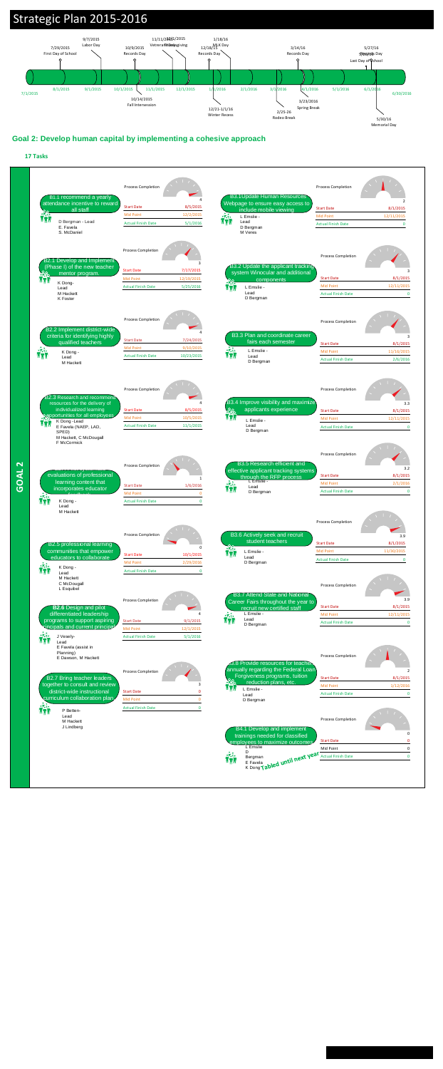# Strategic Plan 2015-2016

7/29/2015 First Day of School; 9/7/2015 Labor Day; 10/9/2015 Records Day; 11/11/2015 Veterans Day; 11/26/2015 Thanksgiving; 12/18/15 Records Day; 1/18/16 MLK Day; 3/14/16 Records Day; 5/27/16 Records Day; Last Day of School; 10/14/2015 Fall Intersession; 12/21-1/1/16 Winter Recess; 2/25-26 Rodeo Break; 3/23/2016 Spring Break; 5/30/16 Memorial Day

7/1/2015 | 8/1/2015 | 9/1/2015 | 10/1/2015 | 11/1/2015 | 12/1/2015 | 1/1/2016 | 2/1/2016 | 3/1/2016 | 4/1/2016 | 5/1/2016 | 6/1/2016 | 6/30/2016

## Goal 2: Develop human capital by implementing a cohesive approach

**17 Tasks**

**GOAL 2**

| Task | Lead | Process Completion | Start Date | Mid Point | Actual Finish Date |
|---|---|---|---|---|---|
| B1.1 recommend a yearly attendance incentive to reward all staff | D Bergman - Lead, E. Favela, S. McDaniel | 4 | 8/5/2015 | 12/2/2015 | 5/1/2016 |
| B2.1 Develop and Implement (Phase I) of the new teacher mentor program. | K Dong-Lead, M Hackett, K Foster | 3 | 7/17/2015 | 12/10/2015 | 5/25/2016 |
| B2.2 Implement district-wide criteria for identifying highly qualified teachers | K Dong - Lead, M Hackett | 4 | 7/24/2015 | 9/10/2015 | 10/23/2015 |
| B2.3 Research and recommend resources for the delivery of individualized learning opportunities for all employees | K Dong -Lead, E Favela (NAEP, LAD, SPED), M Hackett, C McDougall, F McCormick | 4 | 8/5/2015 | 10/5/2015 | 11/1/2015 |
| evaluations of professional learning content that incorporates educator | K Dong - Lead, M Hackett | 1 | 1/6/2016 | 0 | 0 |
| B2.5 professional learning communities that empower educators to collaborate | K Dong - Lead, M Hackett, C McDougall, L Esquibel | 0 | 10/1/2015 | 2/29/2016 | 0 |
| B2.6 Design and pilot differentiated leadership programs to support aspiring principals and current principal | J Vesely-Lead, E Favela (assist in Planning), E Dawson, M Hackett | 4 | 9/1/2015 | 12/1/2015 | 5/1/2016 |
| B2.7 Bring teacher leaders together to consult and review district-wide instructional curriculum collaboration plan | P Betten-Lead, M Hackett, J Lindberg | 3 | 0 | 0 | 0 |
| B3.1Update Human Resources Webpage to ensure easy access to include mobile viewing | L Emslie - Lead, D Bergman, M Veres | 2 | 8/1/2015 | 12/11/2015 | 0 |
| B3.2 Update the applicant tracking system Winocular and additional components | L Emslie - Lead, D Bergman | 3 | 8/1/2015 | 12/11/2015 | 0 |
| B3.3 Plan and coordinate career fairs each semester | L Emslie - Lead, D Bergman | 3 | 8/1/2015 | 11/15/2015 | 2/6/2016 |
| B3.4 Improve visibility and maximize applicants experience | L Emslie - Lead, D Bergman | 3.3 | 8/1/2015 | 12/11/2015 | 0 |
| B3.5 Research efficient and effective applicant tracking systems through the RFP process | L Emslie - Lead, D Bergman | 3.2 | 8/1/2015 | 2/1/2016 | 0 |
| B3.6 Actively seek and recruit student teachers | L Emslie - Lead, D Bergman | 3.9 | 8/1/2015 | 11/30/2015 | 0 |
| B3.7 Attend State and National Career Fairs throughout the year to recruit new certified staff | L Emslie - Lead, D Bergman | 3.9 | 8/1/2015 | 12/11/2015 | 0 |
| B3.8 Provide resources for teachers annually regarding the Federal Loan Forgiveness programs, tuition reduction plans, etc. | L Emslie - Lead, D Bergman | 2 | 8/1/2015 | 1/12/2016 | 0 |
| B4.1 Develop and implement trainings needed for classified employees to maximize outcomes | L Emslie, D Bergman, E Favela, K Dong — Tabled until next year | 0 | 0 | 0 | 0 |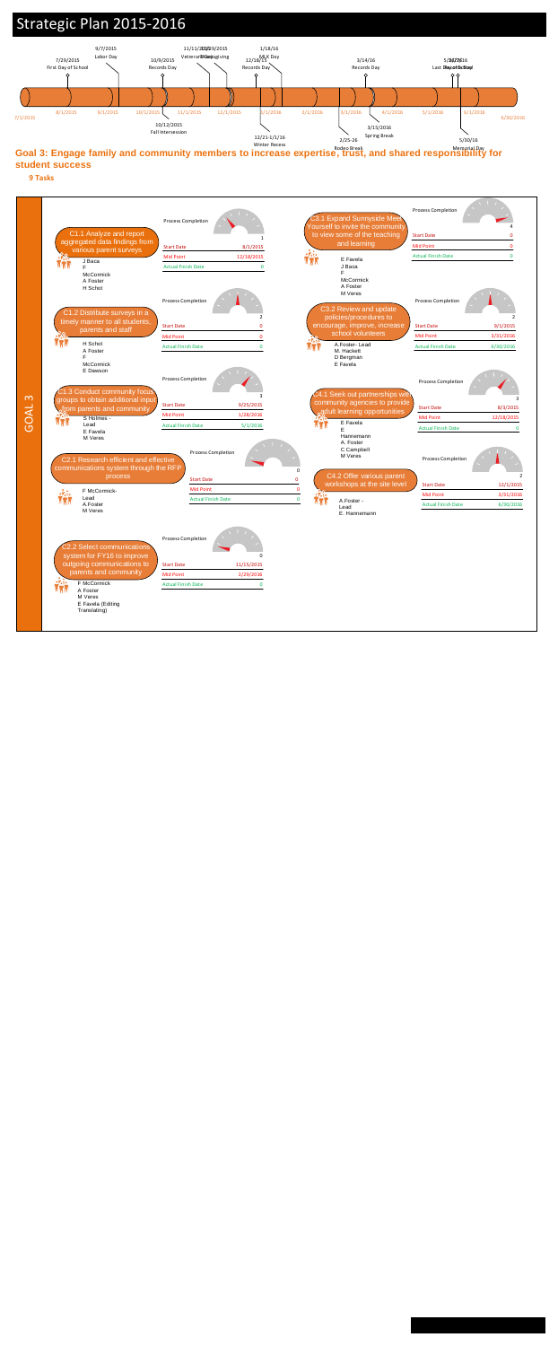# Strategic Plan 2015-2016

7/29/2015 First Day of School | 9/7/2015 Labor Day | 10/9/2015 Records Day | 10/12/2015 Fall Intersession | 11/11/2015 Veterans Day | 11/26/2015 Thanksgiving | 12/18/15 Records Day | 12/21-1/1/16 Winter Recess | 1/18/16 MLK Day | 2/25-26 Rodeo Break | 3/14/16 Records Day | 3/15/2016 Spring Break | 5/26/16 Last Day of School | 5/27/16 Records Day | 5/30/16 Memorial Day

7/1/2015 | 8/1/2015 | 9/1/2015 | 10/1/2015 | 11/1/2015 | 12/1/2015 | 1/1/2016 | 2/1/2016 | 3/1/2016 | 4/1/2016 | 5/1/2016 | 6/1/2016 | 6/30/2016

**Goal 3: Engage family and community members to increase expertise, trust, and shared responsibility for student success**

**9 Tasks**

## GOAL 3

### C1.1 Analyze and report aggregated data findings from various parent surveys

J Baca, F McCormick, A Foster, H Schot

| Process Completion | 1 |
|---|---|
| Start Date | 8/1/2015 |
| Mid Point | 12/18/2015 |
| Actual Finish Date | 0 |

### C1.2 Distribute surveys in a timely manner to all students, parents and staff

H Schot, A Foster, F McCormick, E Dawson

| Process Completion | 2 |
|---|---|
| Start Date | 0 |
| Mid Point | 0 |
| Actual Finish Date | 0 |

### C1.3 Conduct community focus groups to obtain additional input from parents and community

S Holmes - Lead, E Favela, M Veres

| Process Completion | 3 |
|---|---|
| Start Date | 9/25/2015 |
| Mid Point | 1/28/2016 |
| Actual Finish Date | 5/1/2016 |

### C2.1 Research efficient and effective communications system through the RFP process

F McCormick- Lead, A Foster, M Veres

| Process Completion | 0 |
|---|---|
| Start Date | 0 |
| Mid Point | 0 |
| Actual Finish Date | 0 |

### C2.2 Select communications system for FY16 to improve outgoing communications to parents and community

F McCormick, A Foster, M Veres, E Favela (Editing Translating)

| Process Completion | 0 |
|---|---|
| Start Date | 11/15/2015 |
| Mid Point | 2/29/2016 |
| Actual Finish Date | 0 |

### C3.1 Expand Sunnyside Meet Yourself to invite the community to view some of the teaching and learning

E Favela, J Baca, F McCormick, A Foster, M Veres

| Process Completion | 4 |
|---|---|
| Start Date | 0 |
| Mid Point | 0 |
| Actual Finish Date | 0 |

### C3.2 Review and update policies/procedures to encourage, improve, increase school volunteers

A.Foster- Lead, M. Hackett, D Bergman, E Favela

| Process Completion | 2 |
|---|---|
| Start Date | 9/1/2015 |
| Mid Point | 3/31/2016 |
| Actual Finish Date | 6/30/2016 |

### C4.1 Seek out partnerships with community agencies to provide adult learning opportunities

E Favela, E Hannemann, A. Foster, C Campbell, M Veres

| Process Completion | 3 |
|---|---|
| Start Date | 8/3/2015 |
| Mid Point | 12/18/2015 |
| Actual Finish Date | 0 |

### C4.2 Offer various parent workshops at the site level

A.Foster - Lead, E. Hannemann

| Process Completion | 2 |
|---|---|
| Start Date | 12/1/2015 |
| Mid Point | 3/31/2016 |
| Actual Finish Date | 6/30/2016 |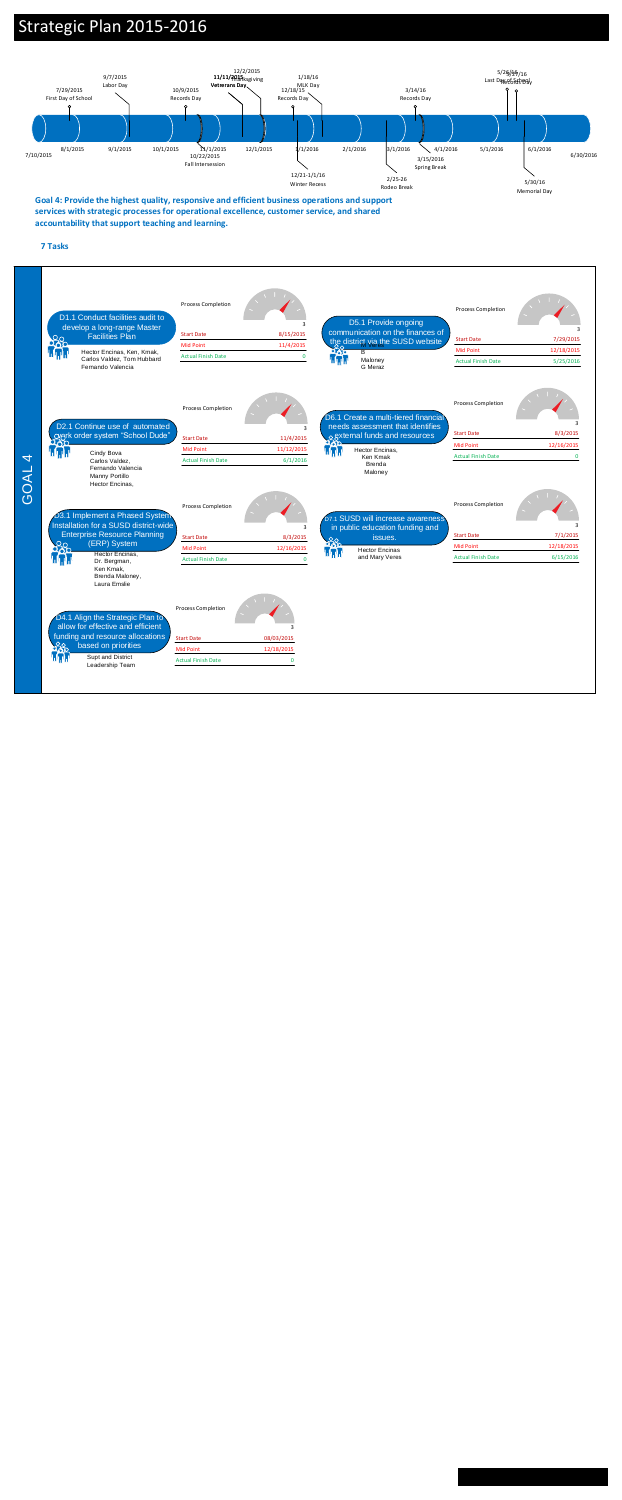# Strategic Plan 2015-2016

7/10/2015 — 6/30/2016

- 7/29/2015 First Day of School
- 8/1/2015
- 9/7/2015 Labor Day
- 9/1/2015
- 10/1/2015
- 10/9/2015 Records Day
- 10/22/2015 Fall Intersession
- 11/1/2015
- 11/11/2015 Veterans Day
- 12/2/2015 Thanksgiving
- 12/1/2015
- 12/18/15 Records Day
- 12/21-1/1/16 Winter Recess
- 1/18/16 MLK Day
- 1/1/2016
- 2/1/2016
- 2/25-26 Rodeo Break
- 3/1/2016
- 3/14/16 Records Day
- 3/15/2016 Spring Break
- 4/1/2016
- 5/1/2016
- 5/26/16 Last Day of School
- 5/27/16 Records Day
- 5/30/16 Memorial Day
- 6/1/2016

**Goal 4: Provide the highest quality, responsive and efficient business operations and support services with strategic processes for operational excellence, customer service, and shared accountability that support teaching and learning.**

**7 Tasks**

## GOAL 4

| Task | Responsible | Process Completion | Start Date | Mid Point | Actual Finish Date |
|---|---|---|---|---|---|
| D1.1 Conduct facilities audit to develop a long-range Master Facilities Plan | Hector Encinas, Ken Kmak, Carlos Valdez, Tom Hubbard Fernando Valencia | 3 | 8/15/2015 | 11/4/2015 | 0 |
| D2.1 Continue use of automated work order system "School Dude" | Cindy Bova Carlos Valdez, Fernando Valencia Manny Portillo Hector Encinas, | 3 | 11/4/2015 | 11/12/2015 | 6/1/2016 |
| D3.1 Implement a Phased System Installation for a SUSD district-wide Enterprise Resource Planning (ERP) System | Hector Encinas, Dr. Bergman, Ken Kmak, Brenda Maloney, Laura Emslie | 3 | 8/3/2015 | 12/16/2015 | 0 |
| D4.1 Align the Strategic Plan to allow for effective and efficient funding and resource allocations based on priorities | Supt and Distrct Leadership Team | 3 | 08/03/2015 | 12/18/2015 | 0 |
| D5.1 Provide ongoing communication on the finances of the district via the SUSD website | B Maloney G Meraz | 3 | 7/29/2015 | 12/18/2015 | 5/25/2016 |
| D6.1 Create a multi-tiered financial needs assessment that identifies external funds and resources | Hector Encinas, Ken Kmak Brenda Maloney | 3 | 8/3/2015 | 12/16/2015 | 0 |
| D7.1 SUSD will increase awareness in public education funding and issues. | Hector Encinas and Mary Veres | 3 | 7/1/2015 | 12/18/2015 | 6/15/2016 |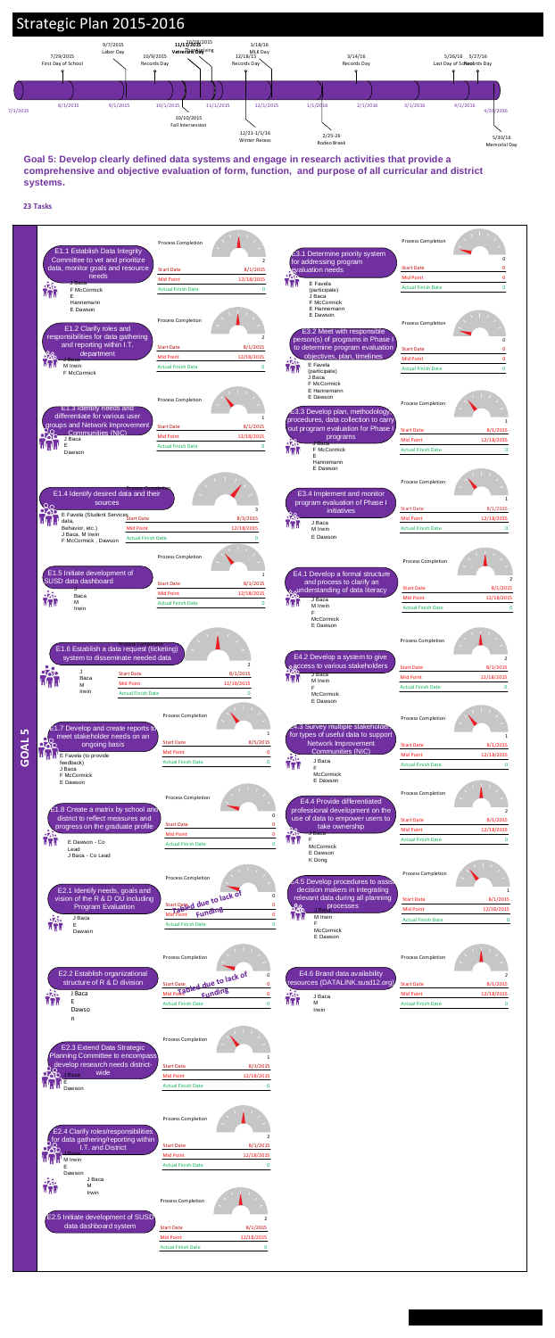# Strategic Plan 2015-2016

7/1/2015
8/1/2015
9/1/2015
10/1/2015
11/1/2015
12/1/2015
1/1/2016
2/1/2016
3/1/2016
4/1/2016
4/20/2016

7/29/2015 First Day of School
9/7/2015 Labor Day
10/9/2015 Records Day
11/11/2015 Veterans Day
11/26/2015 Thanksgiving
12/18/15 Records Day
1/18/16 MLK Day
3/14/16 Records Day
5/26/16 Last Day of School
5/27/16 Records Day
10/10/2015 Fall Intersession
12/21-1/1/16 Winter Recess
2/25-26 Rodeo Break
5/30/16 Memorial Day

**Goal 5: Develop clearly defined data systems and engage in research activities that provide a comprehensive and objective evaluation of form, function, and purpose of all curricular and district systems.**

**23 Tasks**

GOAL 5

| Task | Responsible | Process Completion | Start Date | Mid Point | Actual Finish Date |
|---|---|---|---|---|---|
| E1.1 Establish Data Integrity Committee to vet and prioritize data, monitor goals and resource needs | J Baca, F McCormick, E Hannemann, E Dawson | 2 | 8/1/2015 | 12/18/2015 | 0 |
| E1.2 Clarify roles and responsibilities for data gathering and reporting within I.T. department | J Baca, M Irwin, F McCormick | 2 | 8/1/2015 | 12/18/2015 | 0 |
| E1.3 Identify needs and differentiate for various user groups and Network Improvement Communities (NIC) | J Baca, E Dawson | 1 | 8/1/2015 | 12/18/2015 | 0 |
| E1.4 Identify desired data and their sources | E Favela (Student Services data, Behavior, etc.), J Baca, M Irwin, F McCormick, Dawson | 3 | 8/3/2015 | 12/18/2015 | 0 |
| E1.5 Initiate development of SUSD data dashboard | J Baca, M Irwin | 1 | 8/1/2015 | 12/18/2015 | 0 |
| E1.6 Establish a data request (ticketing) system to disseminate needed data | J Baca, M Irwin | 2 | 8/1/2015 | 12/18/2015 | 0 |
| E1.7 Develop and create reports to meet stakeholder needs on an ongoing basis | E Favela (to provide feedback), J Baca, F McCormick, E Dawson | 1 | 8/5/2015 | 0 | 0 |
| E1.8 Create a matrix by school and district to reflect measures and progress on the graduate profile | E Dawson - Co Lead, J Baca - Co Lead | 0 | 0 | 0 | 0 |
| E2.1 Identify needs, goals and vision of the R & D OU including Program Evaluation | J Baca, E Dawson | 0 (Tabled due to lack of Funding) | 0 | 0 | 0 |
| E2.2 Establish organizational structure of R & D division | J Baca, E Dawson | 0 (Tabled due to lack of Funding) | 0 | 0 | 0 |
| E2.3 Extend Data Strategic Planning Committee to encompass develop research needs district-wide | J Baca, E Dawson | 1 | 8/1/2015 | 12/18/2015 | 0 |
| E2.4 Clarify roles/responsibilities for data gathering/reporting within I.T. and District | J Baca, M Irwin, E Dawson | 2 | 8/1/2015 | 12/18/2015 | 0 |
| E2.5 Initiate development of SUSD data dashboard system | J Baca, M Irwin | 2 | 8/1/2015 | 12/18/2015 | 0 |
| E3.1 Determine priority system for addressing program evaluation needs | E Favela (participate), J Baca, F McCormick, E Hannemann, E Dawson | 0 | 0 | 0 | 0 |
| E3.2 Meet with responsible person(s) of programs in Phase I to determine program evaluation objectives, plan, timelines | E Favela (participate), J Baca, F McCormick, E Hannemann, E Dawson | 0 | 0 | 0 | 0 |
| E3.3 Develop plan, methodology, procedures, data collection to carry out program evaluation for Phase I programs | J Baca, F McCormick, E Hannemann, E Dawson | 1 | 8/1/2015 | 12/18/2015 | 0 |
| E3.4 Implement and monitor program evaluation of Phase I initiatives | J Baca, M Irwin, E Dawson | 1 | 8/1/2015 | 12/18/2015 | 0 |
| E4.1 Develop a formal structure and process to clarify an understanding of data literacy | J Baca, M Irwin, F McCormick, E Dawson | 2 | 8/1/2015 | 12/18/2015 | 0 |
| E4.2 Develop a system to give access to various stakeholders | J Baca, M Irwin, F McCormick, E Dawson | 2 | 8/1/2015 | 12/18/2015 | 0 |
| E4.3 Survey multiple stakeholders for types of useful data to support Network Improvement Communities (NIC) | J Baca, F McCormick, E Dawson | 1 | 8/1/2015 | 12/18/2015 | 0 |
| E4.4 Provide differentiated professional development on the use of data to empower users to take ownership | J Baca, F McCormick, E Dawson, K Dong | 2 | 8/1/2015 | 12/18/2015 | 0 |
| E4.5 Develop procedures to assist decision makers in integrating relevant data during all planning processes | J Baca, M Irwin, F McCormick, E Dawson | 1 | 8/1/2015 | 12/18/2015 | 0 |
| E4.6 Brand data availability resources (DATALINK.susd12.org) | J Baca, M Irwin | 2 | 8/1/2015 | 12/18/2015 | 0 |